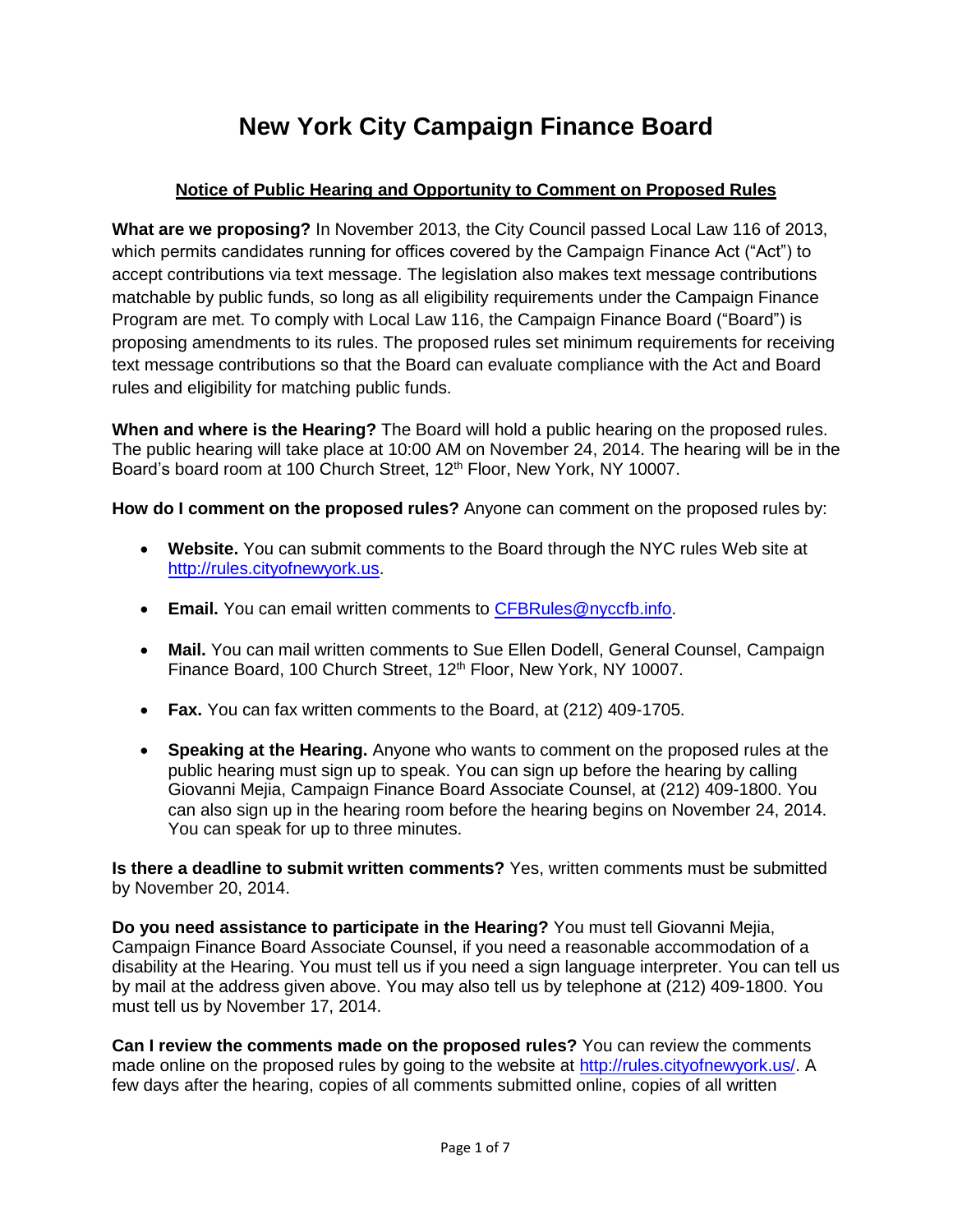# New York City Campaign Finance Board

## Notice of Public Hearing and Opportunity to Comment on Proposed Rules

**What are we proposing?** In November 2013, the City Council passed Local Law 116 of 2013, which permits candidates running for offices covered by the Campaign Finance Act ("Act") to accept contributions via text message. The legislation also makes text message contributions matchable by public funds, so long as all eligibility requirements under the Campaign Finance Program are met. To comply with Local Law 116, the Campaign Finance Board ("Board") is proposing amendments to its rules. The proposed rules set minimum requirements for receiving text message contributions so that the Board can evaluate compliance with the Act and Board rules and eligibility for matching public funds.

**When and where is the Hearing?** The Board will hold a public hearing on the proposed rules. The public hearing will take place at 10:00 AM on November 24, 2014. The hearing will be in the Board's board room at 100 Church Street, 12th Floor, New York, NY 10007.

**How do I comment on the proposed rules?** Anyone can comment on the proposed rules by:

- **Website.** You can submit comments to the Board through the NYC rules Web site at http://rules.cityofnewyork.us.
- **Email.** You can email written comments to CFBRules@nyccfb.info.
- **Mail.** You can mail written comments to Sue Ellen Dodell, General Counsel, Campaign Finance Board, 100 Church Street, 12th Floor, New York, NY 10007.
- **Fax.** You can fax written comments to the Board, at (212) 409-1705.
- **Speaking at the Hearing.** Anyone who wants to comment on the proposed rules at the public hearing must sign up to speak. You can sign up before the hearing by calling Giovanni Mejia, Campaign Finance Board Associate Counsel, at (212) 409-1800. You can also sign up in the hearing room before the hearing begins on November 24, 2014. You can speak for up to three minutes.

**Is there a deadline to submit written comments?** Yes, written comments must be submitted by November 20, 2014.

**Do you need assistance to participate in the Hearing?** You must tell Giovanni Mejia, Campaign Finance Board Associate Counsel, if you need a reasonable accommodation of a disability at the Hearing. You must tell us if you need a sign language interpreter. You can tell us by mail at the address given above. You may also tell us by telephone at (212) 409-1800. You must tell us by November 17, 2014.

**Can I review the comments made on the proposed rules?** You can review the comments made online on the proposed rules by going to the website at http://rules.cityofnewyork.us/. A few days after the hearing, copies of all comments submitted online, copies of all written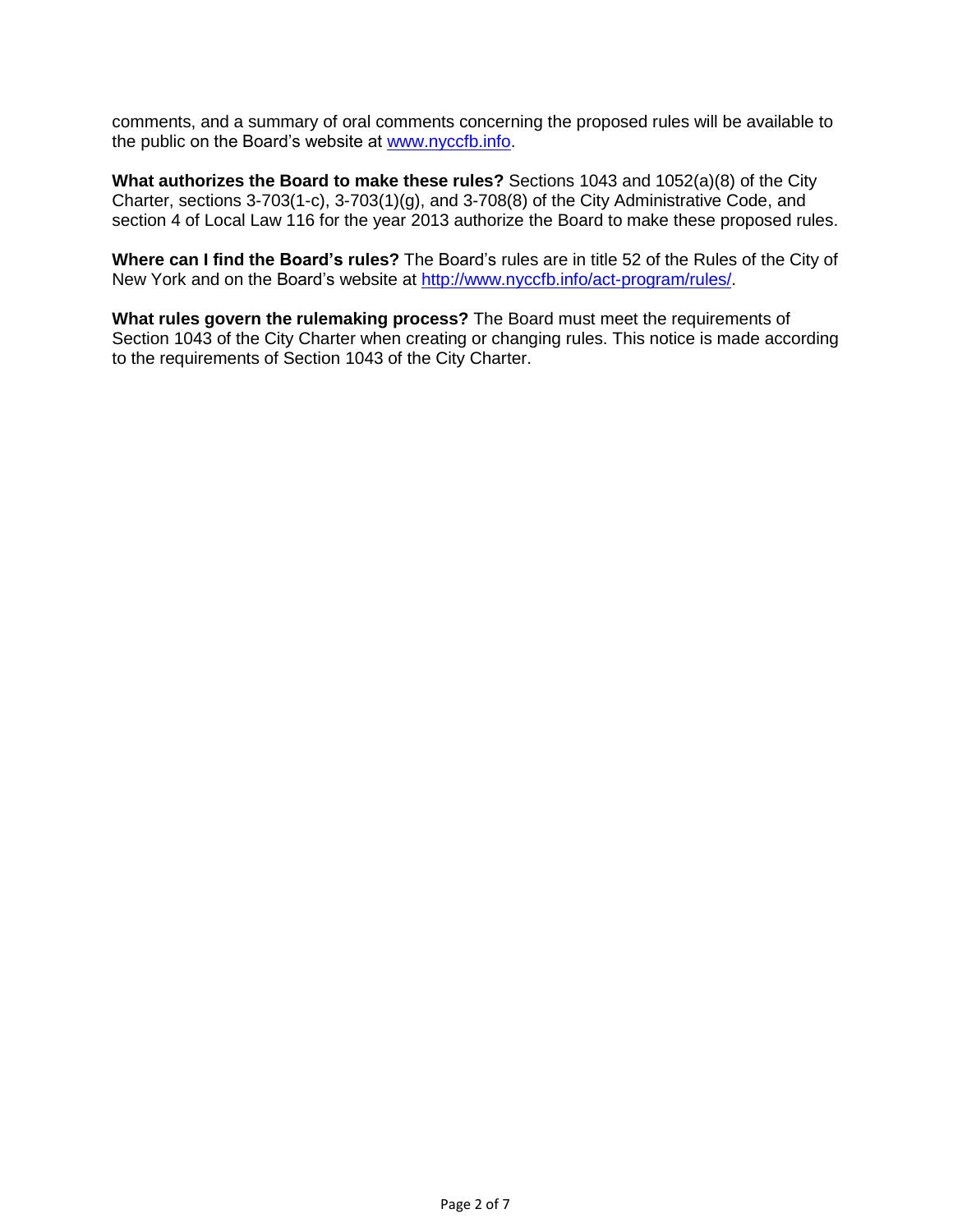comments, and a summary of oral comments concerning the proposed rules will be available to the public on the Board's website at [www.nyccfb.info](http://www.nyccfb.info).

**What authorizes the Board to make these rules?** Sections 1043 and 1052(a)(8) of the City Charter, sections 3-703(1-c), 3-703(1)(g), and 3-708(8) of the City Administrative Code, and section 4 of Local Law 116 for the year 2013 authorize the Board to make these proposed rules.

**Where can I find the Board's rules?** The Board's rules are in title 52 of the Rules of the City of New York and on the Board's website at [http://www.nyccfb.info/act-program/rules/](http://www.nyccfb.info/act-program/rules/).

**What rules govern the rulemaking process?** The Board must meet the requirements of Section 1043 of the City Charter when creating or changing rules. This notice is made according to the requirements of Section 1043 of the City Charter.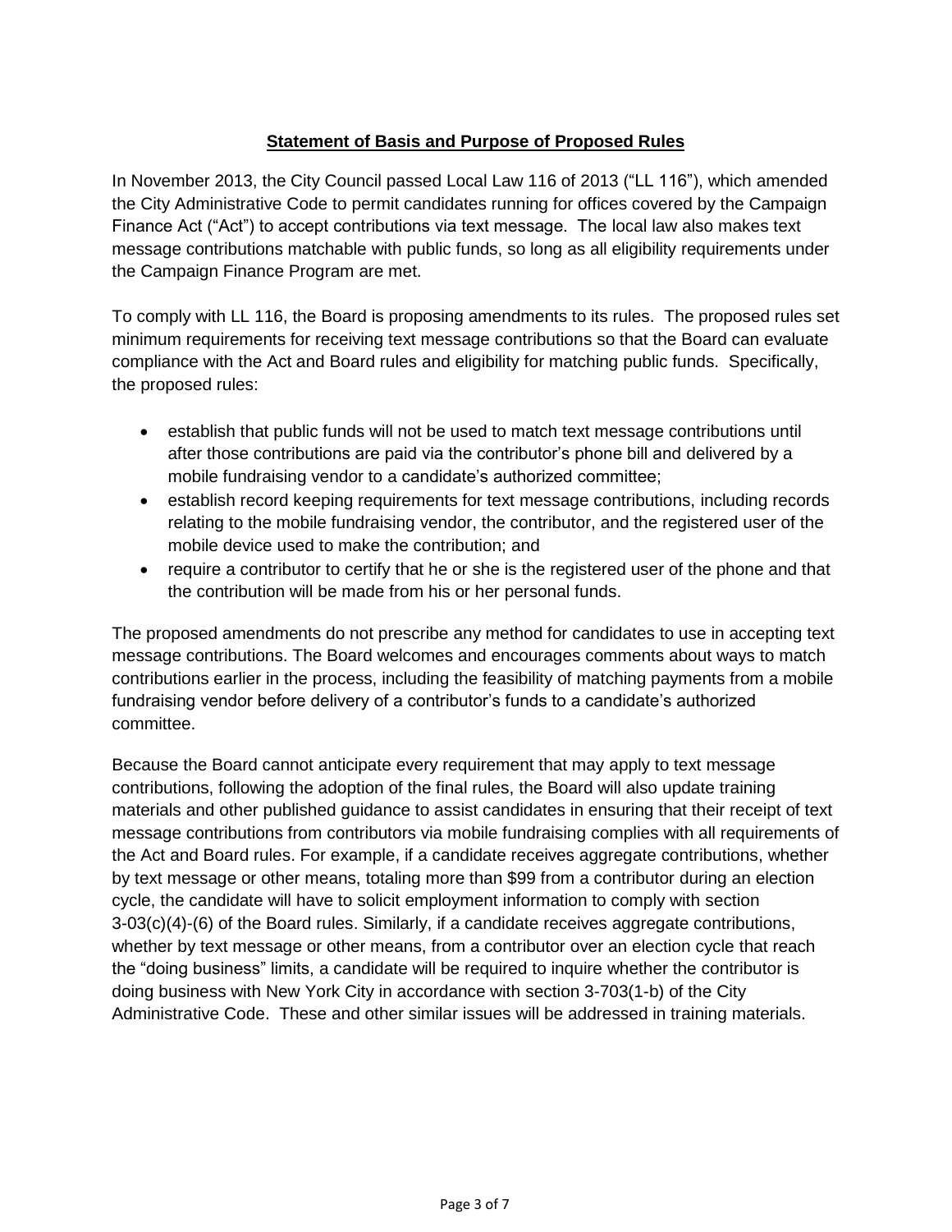## **Statement of Basis and Purpose of Proposed Rules**

In November 2013, the City Council passed Local Law 116 of 2013 ("LL 116"), which amended the City Administrative Code to permit candidates running for offices covered by the Campaign Finance Act ("Act") to accept contributions via text message. The local law also makes text message contributions matchable with public funds, so long as all eligibility requirements under the Campaign Finance Program are met.

To comply with LL 116, the Board is proposing amendments to its rules. The proposed rules set minimum requirements for receiving text message contributions so that the Board can evaluate compliance with the Act and Board rules and eligibility for matching public funds. Specifically, the proposed rules:

- establish that public funds will not be used to match text message contributions until after those contributions are paid via the contributor's phone bill and delivered by a mobile fundraising vendor to a candidate's authorized committee;
- establish record keeping requirements for text message contributions, including records relating to the mobile fundraising vendor, the contributor, and the registered user of the mobile device used to make the contribution; and
- require a contributor to certify that he or she is the registered user of the phone and that the contribution will be made from his or her personal funds.

The proposed amendments do not prescribe any method for candidates to use in accepting text message contributions. The Board welcomes and encourages comments about ways to match contributions earlier in the process, including the feasibility of matching payments from a mobile fundraising vendor before delivery of a contributor's funds to a candidate's authorized committee.

Because the Board cannot anticipate every requirement that may apply to text message contributions, following the adoption of the final rules, the Board will also update training materials and other published guidance to assist candidates in ensuring that their receipt of text message contributions from contributors via mobile fundraising complies with all requirements of the Act and Board rules. For example, if a candidate receives aggregate contributions, whether by text message or other means, totaling more than $99 from a contributor during an election cycle, the candidate will have to solicit employment information to comply with section 3-03(c)(4)-(6) of the Board rules. Similarly, if a candidate receives aggregate contributions, whether by text message or other means, from a contributor over an election cycle that reach the "doing business" limits, a candidate will be required to inquire whether the contributor is doing business with New York City in accordance with section 3-703(1-b) of the City Administrative Code. These and other similar issues will be addressed in training materials.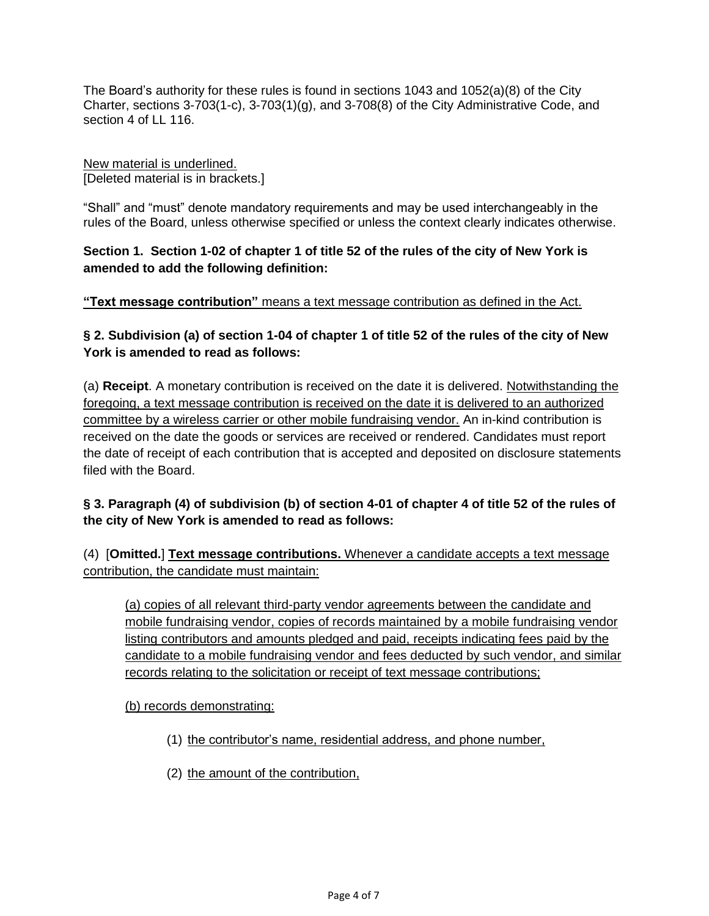The Board's authority for these rules is found in sections 1043 and 1052(a)(8) of the City Charter, sections 3-703(1-c), 3-703(1)(g), and 3-708(8) of the City Administrative Code, and section 4 of LL 116.

<u>New material is underlined.</u>
[Deleted material is in brackets.]

"Shall" and "must" denote mandatory requirements and may be used interchangeably in the rules of the Board, unless otherwise specified or unless the context clearly indicates otherwise.

**Section 1. Section 1-02 of chapter 1 of title 52 of the rules of the city of New York is amended to add the following definition:**

<u>**"Text message contribution"** means a text message contribution as defined in the Act.</u>

**§ 2. Subdivision (a) of section 1-04 of chapter 1 of title 52 of the rules of the city of New York is amended to read as follows:**

(a) **Receipt**. A monetary contribution is received on the date it is delivered. <u>Notwithstanding the foregoing, a text message contribution is received on the date it is delivered to an authorized committee by a wireless carrier or other mobile fundraising vendor.</u> An in-kind contribution is received on the date the goods or services are received or rendered. Candidates must report the date of receipt of each contribution that is accepted and deposited on disclosure statements filed with the Board.

**§ 3. Paragraph (4) of subdivision (b) of section 4-01 of chapter 4 of title 52 of the rules of the city of New York is amended to read as follows:**

(4) [**Omitted.**] <u>**Text message contributions.** Whenever a candidate accepts a text message contribution, the candidate must maintain:</u>

<u>(a) copies of all relevant third-party vendor agreements between the candidate and mobile fundraising vendor, copies of records maintained by a mobile fundraising vendor listing contributors and amounts pledged and paid, receipts indicating fees paid by the candidate to a mobile fundraising vendor and fees deducted by such vendor, and similar records relating to the solicitation or receipt of text message contributions;</u>

<u>(b) records demonstrating:</u>

(1) <u>the contributor's name, residential address, and phone number,</u>

(2) <u>the amount of the contribution,</u>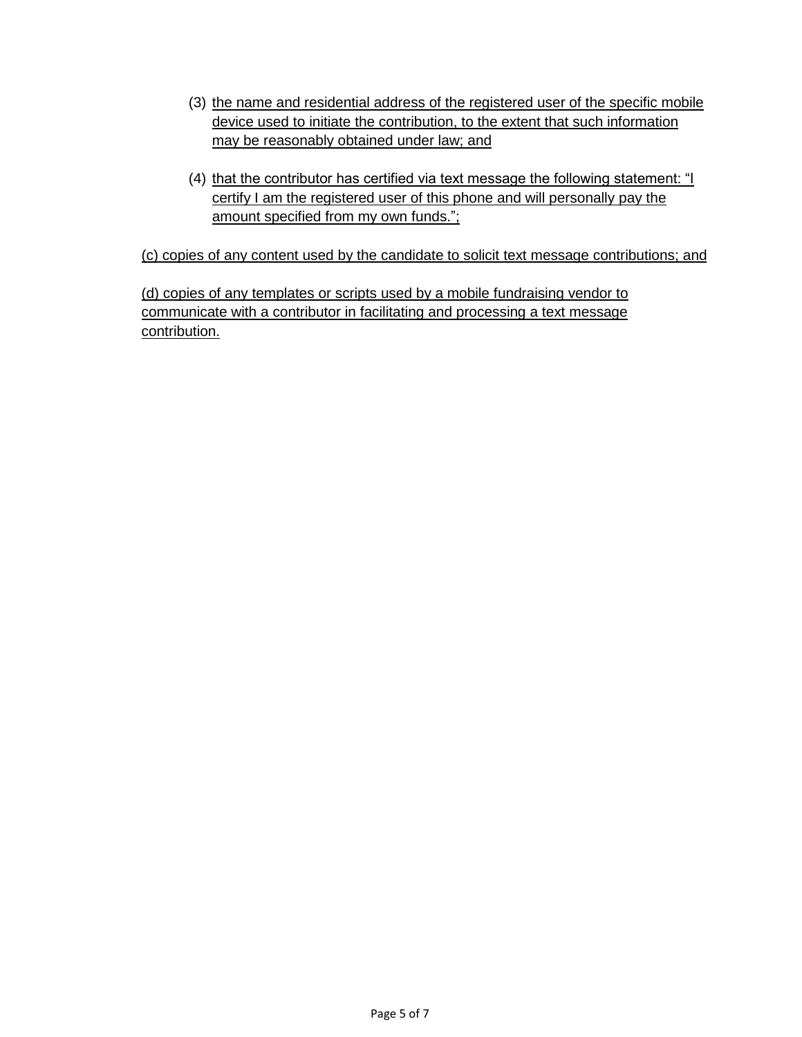(3) the name and residential address of the registered user of the specific mobile device used to initiate the contribution, to the extent that such information may be reasonably obtained under law; and

(4) that the contributor has certified via text message the following statement: "I certify I am the registered user of this phone and will personally pay the amount specified from my own funds.";

(c) copies of any content used by the candidate to solicit text message contributions; and

(d) copies of any templates or scripts used by a mobile fundraising vendor to communicate with a contributor in facilitating and processing a text message contribution.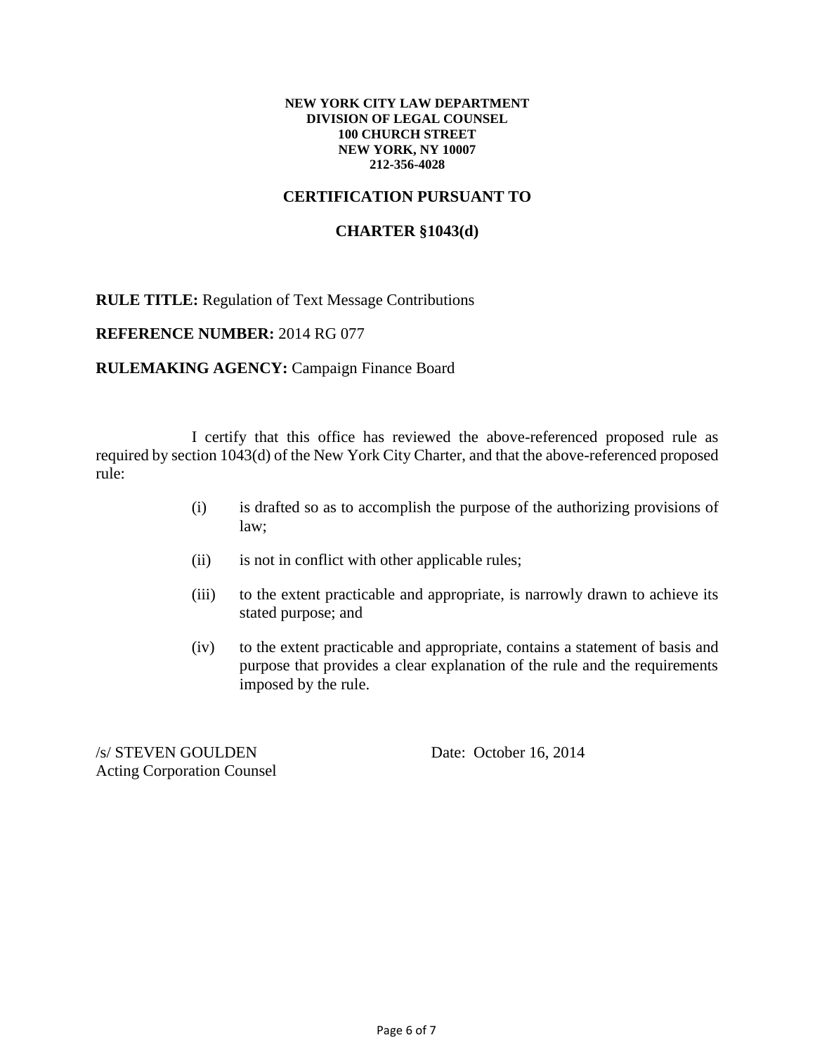**NEW YORK CITY LAW DEPARTMENT**
**DIVISION OF LEGAL COUNSEL**
**100 CHURCH STREET**
**NEW YORK, NY 10007**
**212-356-4028**

## CERTIFICATION PURSUANT TO

## CHARTER §1043(d)

**RULE TITLE:** Regulation of Text Message Contributions

**REFERENCE NUMBER:** 2014 RG 077

**RULEMAKING AGENCY:** Campaign Finance Board

I certify that this office has reviewed the above-referenced proposed rule as required by section 1043(d) of the New York City Charter, and that the above-referenced proposed rule:

(i) is drafted so as to accomplish the purpose of the authorizing provisions of law;

(ii) is not in conflict with other applicable rules;

(iii) to the extent practicable and appropriate, is narrowly drawn to achieve its stated purpose; and

(iv) to the extent practicable and appropriate, contains a statement of basis and purpose that provides a clear explanation of the rule and the requirements imposed by the rule.

/s/ STEVEN GOULDEN
Acting Corporation Counsel

Date: October 16, 2014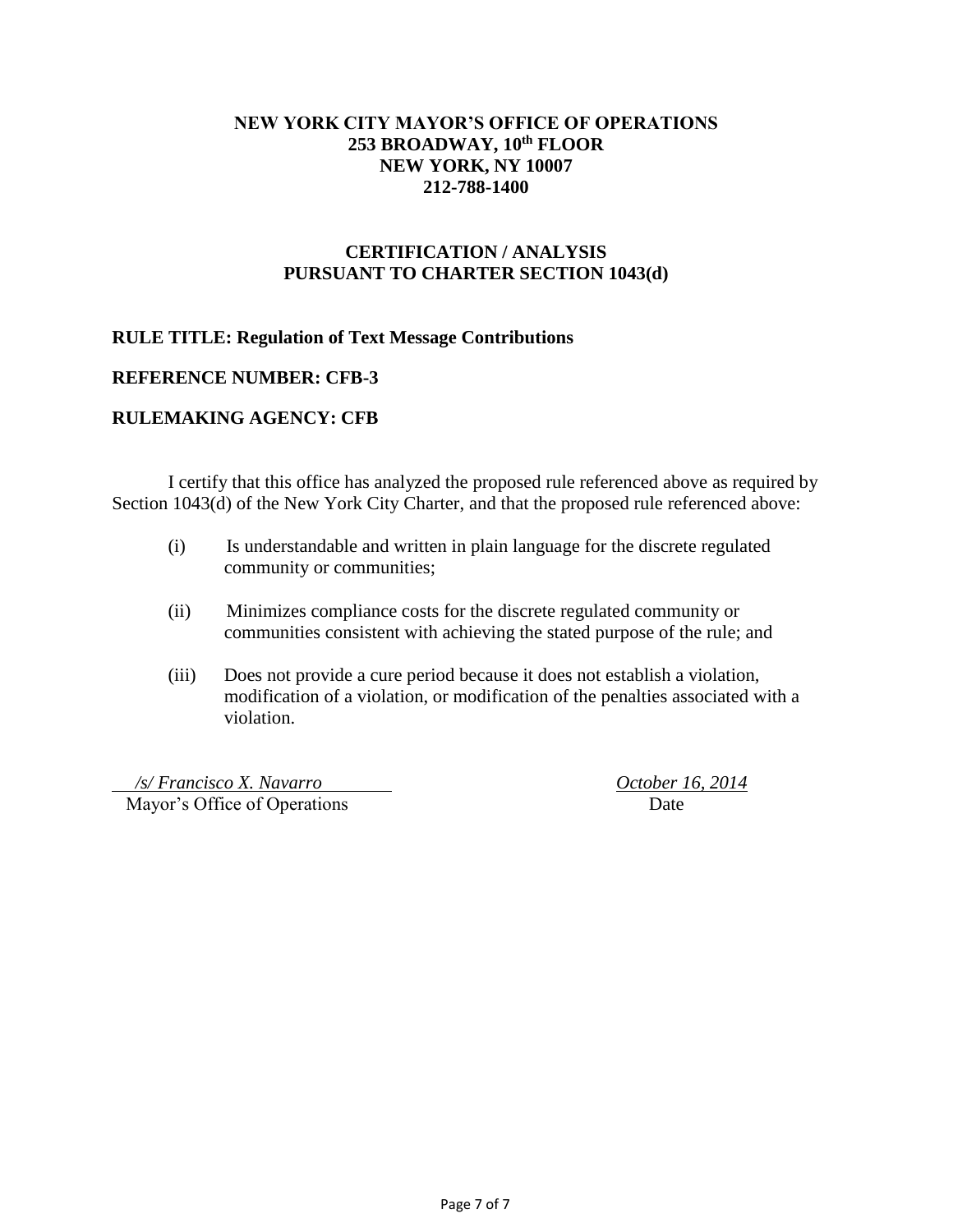**NEW YORK CITY MAYOR'S OFFICE OF OPERATIONS**
**253 BROADWAY, 10th FLOOR**
**NEW YORK, NY 10007**
**212-788-1400**

**CERTIFICATION / ANALYSIS**
**PURSUANT TO CHARTER SECTION 1043(d)**

**RULE TITLE: Regulation of Text Message Contributions**

**REFERENCE NUMBER: CFB-3**

**RULEMAKING AGENCY: CFB**

I certify that this office has analyzed the proposed rule referenced above as required by Section 1043(d) of the New York City Charter, and that the proposed rule referenced above:

(i) Is understandable and written in plain language for the discrete regulated community or communities;

(ii) Minimizes compliance costs for the discrete regulated community or communities consistent with achieving the stated purpose of the rule; and

(iii) Does not provide a cure period because it does not establish a violation, modification of a violation, or modification of the penalties associated with a violation.

*/s/ Francisco X. Navarro* — *October 16, 2014*

Mayor's Office of Operations — Date